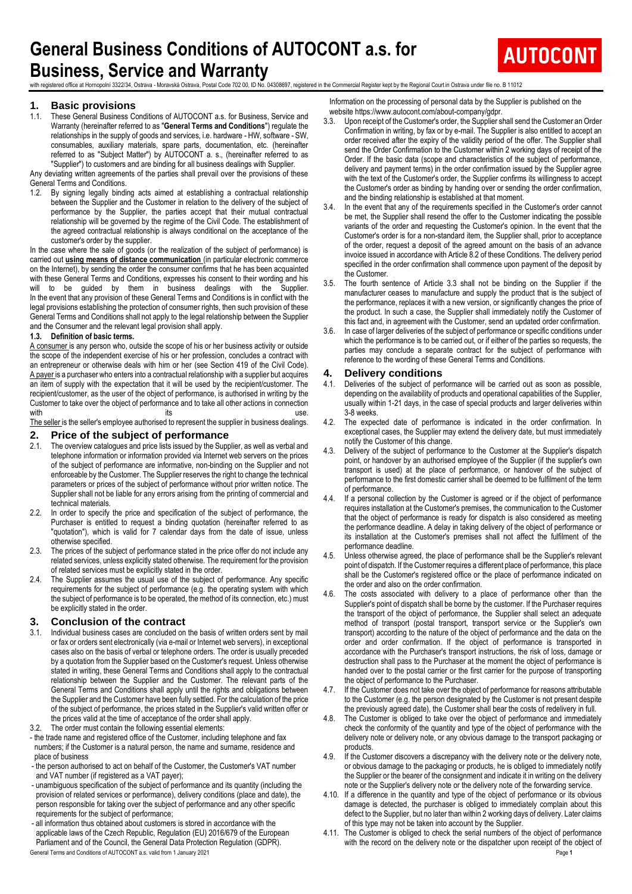# General Business Conditions of AUTOCONT a.s. for Business, Service and Warranty

with registered office at Hornopolní 3322/34, Ostrava - Moravská Ostrava, Postal Code 702 00, ID No. 04308697, registered in the Commercial Register kept by the Regional Court in Ostrava under file no. B 11012

## 1. Basic provisions

1.1. These General Business Conditions of AUTOCONT a.s. for Business, Service and Warranty (hereinafter referred to as "**General Terms and Conditions**") regulate the relationships in the supply of goods and services, i.e. hardware - HW, software - SW, consumables, auxiliary materials, spare parts, documentation, etc. (hereinafter referred to as "Subject Matter") by AUTOCONT a. s., (hereinafter referred to as "Supplier") to customers and are binding for all business dealings with Supplier.

Any deviating written agreements of the parties shall prevail over the provisions of these General Terms and Conditions.

1.2. By signing legally binding acts aimed at establishing a contractual relationship between the Supplier and the Customer in relation to the delivery of the subject of performance by the Supplier, the parties accept that their mutual contractual relationship will be governed by the regime of the Civil Code. The establishment of the agreed contractual relationship is always conditional on the acceptance of the customer's order by the supplier.

In the case where the sale of goods (or the realization of the subject of performance) is carried out **using means of distance communication** (in particular electronic commerce on the Internet), by sending the order the consumer confirms that he has been acquainted with these General Terms and Conditions, expresses his consent to their wording and his will to be guided by them in business dealings with the Supplier. In the event that any provision of these General Terms and Conditions is in conflict with the legal provisions establishing the protection of consumer rights, then such provision of these General Terms and Conditions shall not apply to the legal relationship between the Supplier and the Consumer and the relevant legal provision shall apply.

**1.3. Definition of basic terms.**

A consumer is any person who, outside the scope of his or her business activity or outside the scope of the independent exercise of his or her profession, concludes a contract with an entrepreneur or otherwise deals with him or her (see Section 419 of the Civil Code). A payer is a purchaser who enters into a contractual relationship with a supplier but acquires an item of supply with the expectation that it will be used by the recipient/customer. The recipient/customer, as the user of the object of performance, is authorised in writing by the Customer to take over the object of performance and to take all other actions in connection with its use.

The seller is the seller's employee authorised to represent the supplier in business dealings.

## 2. Price of the subject of performance

2.1. The overview catalogues and price lists issued by the Supplier, as well as verbal and telephone information or information provided via Internet web servers on the prices of the subject of performance are informative, non-binding on the Supplier and not enforceable by the Customer. The Supplier reserves the right to change the technical parameters or prices of the subject of performance without prior written notice. The Supplier shall not be liable for any errors arising from the printing of commercial and technical materials.

2.2. In order to specify the price and specification of the subject of performance, the Purchaser is entitled to request a binding quotation (hereinafter referred to as "quotation"), which is valid for 7 calendar days from the date of issue, unless otherwise specified.

2.3. The prices of the subject of performance stated in the price offer do not include any related services, unless explicitly stated otherwise. The requirement for the provision of related services must be explicitly stated in the order.

2.4. The Supplier assumes the usual use of the subject of performance. Any specific requirements for the subject of performance (e.g. the operating system with which the subject of performance is to be operated, the method of its connection, etc.) must be explicitly stated in the order.

## 3. Conclusion of the contract

3.1. Individual business cases are concluded on the basis of written orders sent by mail or fax or orders sent electronically (via e-mail or Internet web servers), in exceptional cases also on the basis of verbal or telephone orders. The order is usually preceded by a quotation from the Supplier based on the Customer's request. Unless otherwise stated in writing, these General Terms and Conditions shall apply to the contractual relationship between the Supplier and the Customer. The relevant parts of the General Terms and Conditions shall apply until the rights and obligations between the Supplier and the Customer have been fully settled. For the calculation of the price of the subject of performance, the prices stated in the Supplier's valid written offer or the prices valid at the time of acceptance of the order shall apply.

3.2. The order must contain the following essential elements:

- the trade name and registered office of the Customer, including telephone and fax numbers; if the Customer is a natural person, the name and surname, residence and place of business
- the person authorised to act on behalf of the Customer, the Customer's VAT number and VAT number (if registered as a VAT payer);
- unambiguous specification of the subject of performance and its quantity (including the provision of related services or performance), delivery conditions (place and date), the person responsible for taking over the subject of performance and any other specific requirements for the subject of performance;
- all information thus obtained about customers is stored in accordance with the applicable laws of the Czech Republic, Regulation (EU) 2016/679 of the European Parliament and of the Council, the General Data Protection Regulation (GDPR).

Information on the processing of personal data by the Supplier is published on the website https://www.autocont.com/about-company/gdpr.

3.3. Upon receipt of the Customer's order, the Supplier shall send the Customer an Order Confirmation in writing, by fax or by e-mail. The Supplier is also entitled to accept an order received after the expiry of the validity period of the offer. The Supplier shall send the Order Confirmation to the Customer within 2 working days of receipt of the Order. If the basic data (scope and characteristics of the subject of performance, delivery and payment terms) in the order confirmation issued by the Supplier agree with the text of the Customer's order, the Supplier confirms its willingness to accept the Customer's order as binding by handing over or sending the order confirmation, and the binding relationship is established at that moment.

3.4. In the event that any of the requirements specified in the Customer's order cannot be met, the Supplier shall resend the offer to the Customer indicating the possible variants of the order and requesting the Customer's opinion. In the event that the Customer's order is for a non-standard item, the Supplier shall, prior to acceptance of the order, request a deposit of the agreed amount on the basis of an advance invoice issued in accordance with Article 8.2 of these Conditions. The delivery period specified in the order confirmation shall commence upon payment of the deposit by the Customer.

3.5. The fourth sentence of Article 3.3 shall not be binding on the Supplier if the manufacturer ceases to manufacture and supply the product that is the subject of the performance, replaces it with a new version, or significantly changes the price of the product. In such a case, the Supplier shall immediately notify the Customer of this fact and, in agreement with the Customer, send an updated order confirmation.

3.6. In case of larger deliveries of the subject of performance or specific conditions under which the performance is to be carried out, or if either of the parties so requests, the parties may conclude a separate contract for the subject of performance with reference to the wording of these General Terms and Conditions.

## 4. Delivery conditions

4.1. Deliveries of the subject of performance will be carried out as soon as possible, depending on the availability of products and operational capabilities of the Supplier, usually within 1-21 days, in the case of special products and larger deliveries within 3-8 weeks.

4.2. The expected date of performance is indicated in the order confirmation. In exceptional cases, the Supplier may extend the delivery date, but must immediately notify the Customer of this change.

4.3. Delivery of the subject of performance to the Customer at the Supplier's dispatch point, or handover by an authorised employee of the Supplier (if the supplier's own transport is used) at the place of performance, or handover of the subject of performance to the first domestic carrier shall be deemed to be fulfilment of the term of performance.

4.4. If a personal collection by the Customer is agreed or if the object of performance requires installation at the Customer's premises, the communication to the Customer that the object of performance is ready for dispatch is also considered as meeting the performance deadline. A delay in taking delivery of the object of performance or its installation at the Customer's premises shall not affect the fulfilment of the performance deadline.

4.5. Unless otherwise agreed, the place of performance shall be the Supplier's relevant point of dispatch. If the Customer requires a different place of performance, this place shall be the Customer's registered office or the place of performance indicated on the order and also on the order confirmation.

4.6. The costs associated with delivery to a place of performance other than the Supplier's point of dispatch shall be borne by the customer. If the Purchaser requires the transport of the object of performance, the Supplier shall select an adequate method of transport (postal transport, transport service or the Supplier's own transport) according to the nature of the object of performance and the data on the order and order confirmation. If the object of performance is transported in accordance with the Purchaser's transport instructions, the risk of loss, damage or destruction shall pass to the Purchaser at the moment the object of performance is handed over to the postal carrier or the first carrier for the purpose of transporting the object of performance to the Purchaser.

4.7. If the Customer does not take over the object of performance for reasons attributable to the Customer (e.g. the person designated by the Customer is not present despite the previously agreed date), the Customer shall bear the costs of redelivery in full.

4.8. The Customer is obliged to take over the object of performance and immediately check the conformity of the quantity and type of the object of performance with the delivery note or delivery note, or any obvious damage to the transport packaging or products.

4.9. If the Customer discovers a discrepancy with the delivery note or the delivery note, or obvious damage to the packaging or products, he is obliged to immediately notify the Supplier or the bearer of the consignment and indicate it in writing on the delivery note or the Supplier's delivery note or the delivery note of the forwarding service.

4.10. If a difference in the quantity and type of the object of performance or its obvious damage is detected, the purchaser is obliged to immediately complain about this defect to the Supplier, but no later than within 2 working days of delivery. Later claims of this type may not be taken into account by the Supplier.

4.11. The Customer is obliged to check the serial numbers of the object of performance with the record on the delivery note or the dispatcher upon receipt of the object of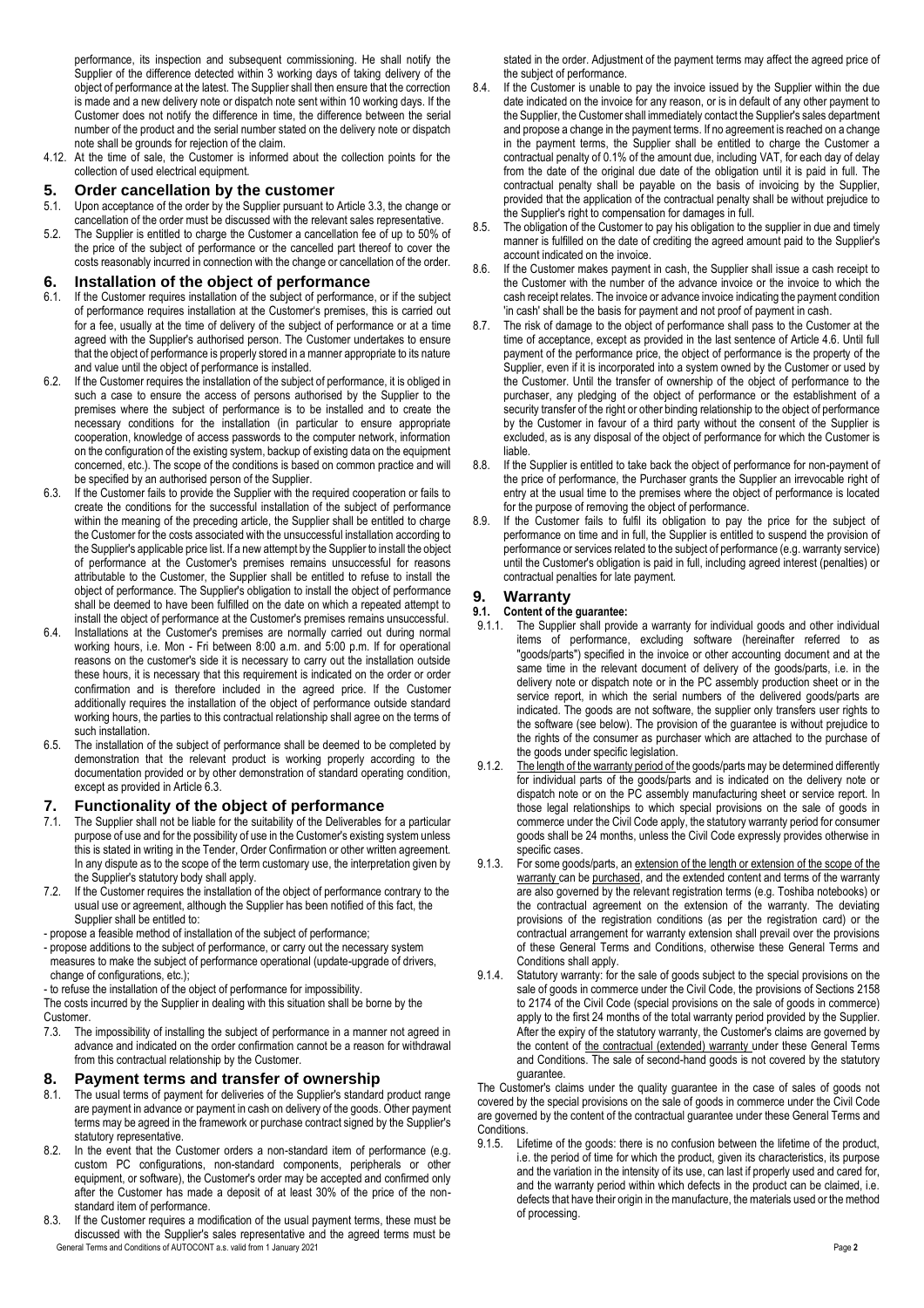performance, its inspection and subsequent commissioning. He shall notify the Supplier of the difference detected within 3 working days of taking delivery of the object of performance at the latest. The Supplier shall then ensure that the correction is made and a new delivery note or dispatch note sent within 10 working days. If the Customer does not notify the difference in time, the difference between the serial number of the product and the serial number stated on the delivery note or dispatch note shall be grounds for rejection of the claim.

4.12. At the time of sale, the Customer is informed about the collection points for the collection of used electrical equipment.

## 5. Order cancellation by the customer

5.1. Upon acceptance of the order by the Supplier pursuant to Article 3.3, the change or cancellation of the order must be discussed with the relevant sales representative.

5.2. The Supplier is entitled to charge the Customer a cancellation fee of up to 50% of the price of the subject of performance or the cancelled part thereof to cover the costs reasonably incurred in connection with the change or cancellation of the order.

## 6. Installation of the object of performance

6.1. If the Customer requires installation of the subject of performance, or if the subject of performance requires installation at the Customer's premises, this is carried out for a fee, usually at the time of delivery of the subject of performance or at a time agreed with the Supplier's authorised person. The Customer undertakes to ensure that the object of performance is properly stored in a manner appropriate to its nature and value until the object of performance is installed.

6.2. If the Customer requires the installation of the subject of performance, it is obliged in such a case to ensure the access of persons authorised by the Supplier to the premises where the subject of performance is to be installed and to create the necessary conditions for the installation (in particular to ensure appropriate cooperation, knowledge of access passwords to the computer network, information on the configuration of the existing system, backup of existing data on the equipment concerned, etc.). The scope of the conditions is based on common practice and will be specified by an authorised person of the Supplier.

6.3. If the Customer fails to provide the Supplier with the required cooperation or fails to create the conditions for the successful installation of the subject of performance within the meaning of the preceding article, the Supplier shall be entitled to charge the Customer for the costs associated with the unsuccessful installation according to the Supplier's applicable price list. If a new attempt by the Supplier to install the object of performance at the Customer's premises remains unsuccessful for reasons attributable to the Customer, the Supplier shall be entitled to refuse to install the object of performance. The Supplier's obligation to install the object of performance shall be deemed to have been fulfilled on the date on which a repeated attempt to install the object of performance at the Customer's premises remains unsuccessful.

6.4. Installations at the Customer's premises are normally carried out during normal working hours, i.e. Mon - Fri between 8:00 a.m. and 5:00 p.m. If for operational reasons on the customer's side it is necessary to carry out the installation outside these hours, it is necessary that this requirement is indicated on the order or order confirmation and is therefore included in the agreed price. If the Customer additionally requires the installation of the object of performance outside standard working hours, the parties to this contractual relationship shall agree on the terms of such installation.

6.5. The installation of the subject of performance shall be deemed to be completed by demonstration that the relevant product is working properly according to the documentation provided or by other demonstration of standard operating condition, except as provided in Article 6.3.

## 7. Functionality of the object of performance

7.1. The Supplier shall not be liable for the suitability of the Deliverables for a particular purpose of use and for the possibility of use in the Customer's existing system unless this is stated in writing in the Tender, Order Confirmation or other written agreement. In any dispute as to the scope of the term customary use, the interpretation given by the Supplier's statutory body shall apply.

7.2. If the Customer requires the installation of the object of performance contrary to the usual use or agreement, although the Supplier has been notified of this fact, the Supplier shall be entitled to:

- propose a feasible method of installation of the subject of performance;
- propose additions to the subject of performance, or carry out the necessary system measures to make the subject of performance operational (update-upgrade of drivers, change of configurations, etc.);
- to refuse the installation of the object of performance for impossibility.

The costs incurred by the Supplier in dealing with this situation shall be borne by the Customer.

7.3. The impossibility of installing the subject of performance in a manner not agreed in advance and indicated on the order confirmation cannot be a reason for withdrawal from this contractual relationship by the Customer.

## 8. Payment terms and transfer of ownership

8.1. The usual terms of payment for deliveries of the Supplier's standard product range are payment in advance or payment in cash on delivery of the goods. Other payment terms may be agreed in the framework or purchase contract signed by the Supplier's statutory representative.

8.2. In the event that the Customer orders a non-standard item of performance (e.g. custom PC configurations, non-standard components, peripherals or other equipment, or software), the Customer's order may be accepted and confirmed only after the Customer has made a deposit of at least 30% of the price of the non-standard item of performance.

8.3. If the Customer requires a modification of the usual payment terms, these must be discussed with the Supplier's sales representative and the agreed terms must be stated in the order. Adjustment of the payment terms may affect the agreed price of the subject of performance.

8.4. If the Customer is unable to pay the invoice issued by the Supplier within the due date indicated on the invoice for any reason, or is in default of any other payment to the Supplier, the Customer shall immediately contact the Supplier's sales department and propose a change in the payment terms. If no agreement is reached on a change in the payment terms, the Supplier shall be entitled to charge the Customer a contractual penalty of 0.1% of the amount due, including VAT, for each day of delay from the date of the original due date of the obligation until it is paid in full. The contractual penalty shall be payable on the basis of invoicing by the Supplier, provided that the application of the contractual penalty shall be without prejudice to the Supplier's right to compensation for damages in full.

8.5. The obligation of the Customer to pay his obligation to the supplier in due and timely manner is fulfilled on the date of crediting the agreed amount paid to the Supplier's account indicated on the invoice.

8.6. If the Customer makes payment in cash, the Supplier shall issue a cash receipt to the Customer with the number of the advance invoice or the invoice to which the cash receipt relates. The invoice or advance invoice indicating the payment condition 'in cash' shall be the basis for payment and not proof of payment in cash.

8.7. The risk of damage to the object of performance shall pass to the Customer at the time of acceptance, except as provided in the last sentence of Article 4.6. Until full payment of the performance price, the object of performance is the property of the Supplier, even if it is incorporated into a system owned by the Customer or used by the Customer. Until the transfer of ownership of the object of performance to the purchaser, any pledging of the object of performance or the establishment of a security transfer of the right or other binding relationship to the object of performance by the Customer in favour of a third party without the consent of the Supplier is excluded, as is any disposal of the object of performance for which the Customer is liable.

8.8. If the Supplier is entitled to take back the object of performance for non-payment of the price of performance, the Purchaser grants the Supplier an irrevocable right of entry at the usual time to the premises where the object of performance is located for the purpose of removing the object of performance.

8.9. If the Customer fails to fulfil its obligation to pay the price for the subject of performance on time and in full, the Supplier is entitled to suspend the provision of performance or services related to the subject of performance (e.g. warranty service) until the Customer's obligation is paid in full, including agreed interest (penalties) or contractual penalties for late payment.

## 9. Warranty

### 9.1. Content of the guarantee:

9.1.1. The Supplier shall provide a warranty for individual goods and other individual items of performance, excluding software (hereinafter referred to as "goods/parts") specified in the invoice or other accounting document and at the same time in the relevant document of delivery of the goods/parts, i.e. in the delivery note or dispatch note or in the PC assembly production sheet or in the service report, in which the serial numbers of the delivered goods/parts are indicated. The goods are not software, the supplier only transfers user rights to the software (see below). The provision of the guarantee is without prejudice to the rights of the consumer as purchaser which are attached to the purchase of the goods under specific legislation.

9.1.2. The length of the warranty period of the goods/parts may be determined differently for individual parts of the goods/parts and is indicated on the delivery note or dispatch note or on the PC assembly manufacturing sheet or service report. In those legal relationships to which special provisions on the sale of goods in commerce under the Civil Code apply, the statutory warranty period for consumer goods shall be 24 months, unless the Civil Code expressly provides otherwise in specific cases.

9.1.3. For some goods/parts, an extension of the length or extension of the scope of the warranty can be purchased, and the extended content and terms of the warranty are also governed by the relevant registration terms (e.g. Toshiba notebooks) or the contractual agreement on the extension of the warranty. The deviating provisions of the registration conditions (as per the registration card) or the contractual arrangement for warranty extension shall prevail over the provisions of these General Terms and Conditions, otherwise these General Terms and Conditions shall apply.

9.1.4. Statutory warranty: for the sale of goods subject to the special provisions on the sale of goods in commerce under the Civil Code, the provisions of Sections 2158 to 2174 of the Civil Code (special provisions on the sale of goods in commerce) apply to the first 24 months of the total warranty period provided by the Supplier. After the expiry of the statutory warranty, the Customer's claims are governed by the content of the contractual (extended) warranty under these General Terms and Conditions. The sale of second-hand goods is not covered by the statutory guarantee.

The Customer's claims under the quality guarantee in the case of sales of goods not covered by the special provisions on the sale of goods in commerce under the Civil Code are governed by the content of the contractual guarantee under these General Terms and Conditions.

9.1.5. Lifetime of the goods: there is no confusion between the lifetime of the product, i.e. the period of time for which the product, given its characteristics, its purpose and the variation in the intensity of its use, can last if properly used and cared for, and the warranty period within which defects in the product can be claimed, i.e. defects that have their origin in the manufacture, the materials used or the method of processing.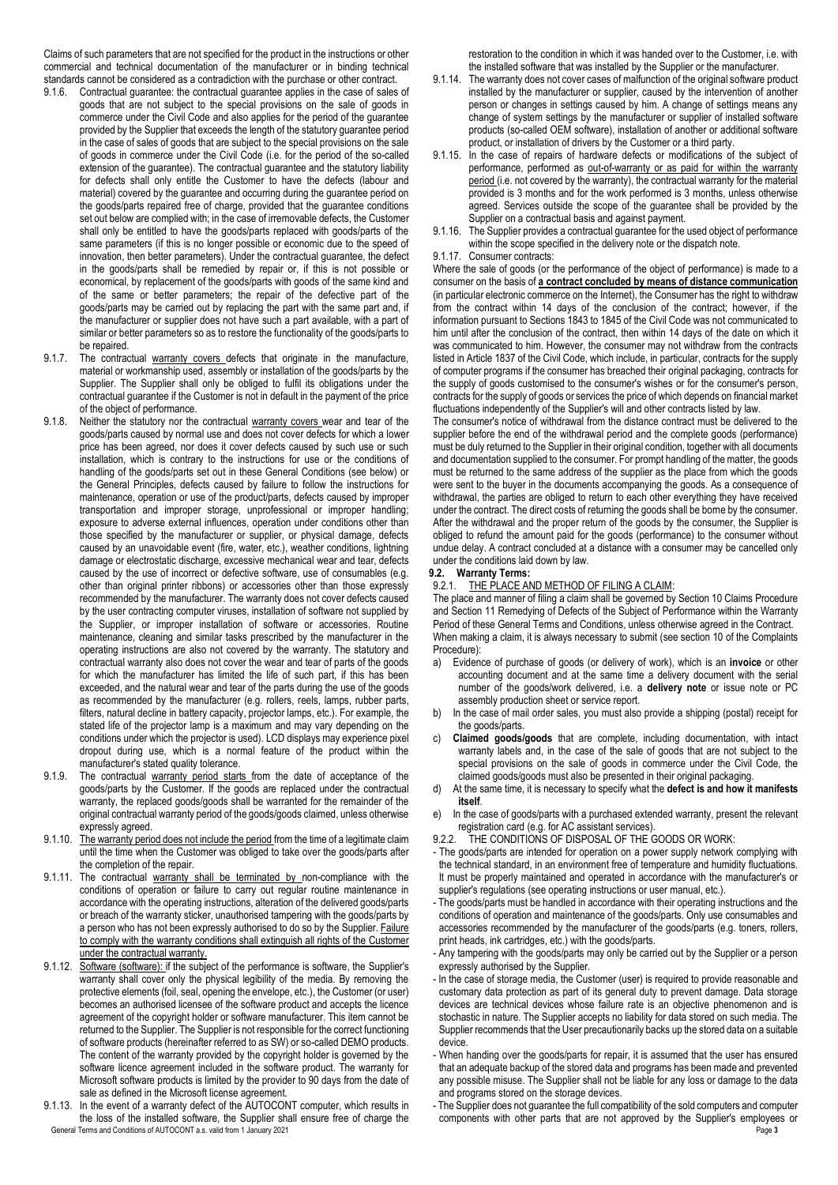Claims of such parameters that are not specified for the product in the instructions or other commercial and technical documentation of the manufacturer or in binding technical standards cannot be considered as a contradiction with the purchase or other contract.

9.1.6. Contractual guarantee: the contractual guarantee applies in the case of sales of goods that are not subject to the special provisions on the sale of goods in commerce under the Civil Code and also applies for the period of the guarantee provided by the Supplier that exceeds the length of the statutory guarantee period in the case of sales of goods that are subject to the special provisions on the sale of goods in commerce under the Civil Code (i.e. for the period of the so-called extension of the guarantee). The contractual guarantee and the statutory liability for defects shall only entitle the Customer to have the defects (labour and material) covered by the guarantee and occurring during the guarantee period on the goods/parts repaired free of charge, provided that the guarantee conditions set out below are complied with; in the case of irremovable defects, the Customer shall only be entitled to have the goods/parts replaced with goods/parts of the same parameters (if this is no longer possible or economic due to the speed of innovation, then better parameters). Under the contractual guarantee, the defect in the goods/parts shall be remedied by repair or, if this is not possible or economical, by replacement of the goods/parts with goods of the same kind and of the same or better parameters; the repair of the defective part of the goods/parts may be carried out by replacing the part with the same part and, if the manufacturer or supplier does not have such a part available, with a part of similar or better parameters so as to restore the functionality of the goods/parts to be repaired.

9.1.7. The contractual warranty covers defects that originate in the manufacture, material or workmanship used, assembly or installation of the goods/parts by the Supplier. The Supplier shall only be obliged to fulfil its obligations under the contractual guarantee if the Customer is not in default in the payment of the price of the object of performance.

9.1.8. Neither the statutory nor the contractual warranty covers wear and tear of the goods/parts caused by normal use and does not cover defects for which a lower price has been agreed, nor does it cover defects caused by such use or such installation, which is contrary to the instructions for use or the conditions of handling of the goods/parts set out in these General Conditions (see below) or the General Principles, defects caused by failure to follow the instructions for maintenance, operation or use of the product/parts, defects caused by improper transportation and improper storage, unprofessional or improper handling; exposure to adverse external influences, operation under conditions other than those specified by the manufacturer or supplier, or physical damage, defects caused by an unavoidable event (fire, water, etc.), weather conditions, lightning damage or electrostatic discharge, excessive mechanical wear and tear, defects caused by the use of incorrect or defective software, use of consumables (e.g. other than original printer ribbons) or accessories other than those expressly recommended by the manufacturer. The warranty does not cover defects caused by the user contracting computer viruses, installation of software not supplied by the Supplier, or improper installation of software or accessories. Routine maintenance, cleaning and similar tasks prescribed by the manufacturer in the operating instructions are also not covered by the warranty. The statutory and contractual warranty also does not cover the wear and tear of parts of the goods for which the manufacturer has limited the life of such part, if this has been exceeded, and the natural wear and tear of the parts during the use of the goods as recommended by the manufacturer (e.g. rollers, reels, lamps, rubber parts, filters, natural decline in battery capacity, projector lamps, etc.). For example, the stated life of the projector lamp is a maximum and may vary depending on the conditions under which the projector is used). LCD displays may experience pixel dropout during use, which is a normal feature of the product within the manufacturer's stated quality tolerance.

9.1.9. The contractual warranty period starts from the date of acceptance of the goods/parts by the Customer. If the goods are replaced under the contractual warranty, the replaced goods/goods shall be warranted for the remainder of the original contractual warranty period of the goods/goods claimed, unless otherwise expressly agreed.

9.1.10. The warranty period does not include the period from the time of a legitimate claim until the time when the Customer was obliged to take over the goods/parts after the completion of the repair.

9.1.11. The contractual warranty shall be terminated by non-compliance with the conditions of operation or failure to carry out regular routine maintenance in accordance with the operating instructions, alteration of the delivered goods/parts or breach of the warranty sticker, unauthorised tampering with the goods/parts by a person who has not been expressly authorised to do so by the Supplier. Failure to comply with the warranty conditions shall extinguish all rights of the Customer under the contractual warranty.

9.1.12. Software (software): if the subject of the performance is software, the Supplier's warranty shall cover only the physical legibility of the media. By removing the protective elements (foil, seal, opening the envelope, etc.), the Customer (or user) becomes an authorised licensee of the software product and accepts the licence agreement of the copyright holder or software manufacturer. This item cannot be returned to the Supplier. The Supplier is not responsible for the correct functioning of software products (hereinafter referred to as SW) or so-called DEMO products. The content of the warranty provided by the copyright holder is governed by the software licence agreement included in the software product. The warranty for Microsoft software products is limited by the provider to 90 days from the date of sale as defined in the Microsoft license agreement.

9.1.13. In the event of a warranty defect of the AUTOCONT computer, which results in the loss of the installed software, the Supplier shall ensure free of charge the restoration to the condition in which it was handed over to the Customer, i.e. with the installed software that was installed by the Supplier or the manufacturer.

9.1.14. The warranty does not cover cases of malfunction of the original software product installed by the manufacturer or supplier, caused by the intervention of another person or changes in settings caused by him. A change of settings means any change of system settings by the manufacturer or supplier of installed software products (so-called OEM software), installation of another or additional software product, or installation of drivers by the Customer or a third party.

9.1.15. In the case of repairs of hardware defects or modifications of the subject of performance, performed as out-of-warranty or as paid for within the warranty period (i.e. not covered by the warranty), the contractual warranty for the material provided is 3 months and for the work performed is 3 months, unless otherwise agreed. Services outside the scope of the guarantee shall be provided by the Supplier on a contractual basis and against payment.

9.1.16. The Supplier provides a contractual guarantee for the used object of performance within the scope specified in the delivery note or the dispatch note.

9.1.17. Consumer contracts:

Where the sale of goods (or the performance of the object of performance) is made to a consumer on the basis of **a contract concluded by means of distance communication** (in particular electronic commerce on the Internet), the Consumer has the right to withdraw from the contract within 14 days of the conclusion of the contract; however, if the information pursuant to Sections 1843 to 1845 of the Civil Code was not communicated to him until after the conclusion of the contract, then within 14 days of the date on which it was communicated to him. However, the consumer may not withdraw from the contracts listed in Article 1837 of the Civil Code, which include, in particular, contracts for the supply of computer programs if the consumer has breached their original packaging, contracts for the supply of goods customised to the consumer's wishes or for the consumer's person, contracts for the supply of goods or services the price of which depends on financial market fluctuations independently of the Supplier's will and other contracts listed by law.

The consumer's notice of withdrawal from the distance contract must be delivered to the supplier before the end of the withdrawal period and the complete goods (performance) must be duly returned to the Supplier in their original condition, together with all documents and documentation supplied to the consumer. For prompt handling of the matter, the goods must be returned to the same address of the supplier as the place from which the goods were sent to the buyer in the documents accompanying the goods. As a consequence of withdrawal, the parties are obliged to return to each other everything they have received under the contract. The direct costs of returning the goods shall be borne by the consumer. After the withdrawal and the proper return of the goods by the consumer, the Supplier is obliged to refund the amount paid for the goods (performance) to the consumer without undue delay. A contract concluded at a distance with a consumer may be cancelled only under the conditions laid down by law.

### 9.2. Warranty Terms:

9.2.1. THE PLACE AND METHOD OF FILING A CLAIM:

The place and manner of filing a claim shall be governed by Section 10 Claims Procedure and Section 11 Remedying of Defects of the Subject of Performance within the Warranty Period of these General Terms and Conditions, unless otherwise agreed in the Contract.

When making a claim, it is always necessary to submit (see section 10 of the Complaints Procedure):

a) Evidence of purchase of goods (or delivery of work), which is an **invoice** or other accounting document and at the same time a delivery document with the serial number of the goods/work delivered, i.e. a **delivery note** or issue note or PC assembly production sheet or service report.
b) In the case of mail order sales, you must also provide a shipping (postal) receipt for the goods/parts.
c) **Claimed goods/goods** that are complete, including documentation, with intact warranty labels and, in the case of the sale of goods that are not subject to the special provisions on the sale of goods in commerce under the Civil Code, the claimed goods/goods must also be presented in their original packaging.
d) At the same time, it is necessary to specify what the **defect is and how it manifests itself**.
e) In the case of goods/parts with a purchased extended warranty, present the relevant registration card (e.g. for AC assistant services).

9.2.2. THE CONDITIONS OF DISPOSAL OF THE GOODS OR WORK:

- The goods/parts are intended for operation on a power supply network complying with the technical standard, in an environment free of temperature and humidity fluctuations. It must be properly maintained and operated in accordance with the manufacturer's or supplier's regulations (see operating instructions or user manual, etc.).
- The goods/parts must be handled in accordance with their operating instructions and the conditions of operation and maintenance of the goods/parts. Only use consumables and accessories recommended by the manufacturer of the goods/parts (e.g. toners, rollers, print heads, ink cartridges, etc.) with the goods/parts.
- Any tampering with the goods/parts may only be carried out by the Supplier or a person expressly authorised by the Supplier.
- In the case of storage media, the Customer (user) is required to provide reasonable and customary data protection as part of its general duty to prevent damage. Data storage devices are technical devices whose failure rate is an objective phenomenon and is stochastic in nature. The Supplier accepts no liability for data stored on such media. The Supplier recommends that the User precautionarily backs up the stored data on a suitable device.
- When handing over the goods/parts for repair, it is assumed that the user has ensured that an adequate backup of the stored data and programs has been made and prevented any possible misuse. The Supplier shall not be liable for any loss or damage to the data and programs stored on the storage devices.
- The Supplier does not guarantee the full compatibility of the sold computers and computer components with other parts that are not approved by the Supplier's employees or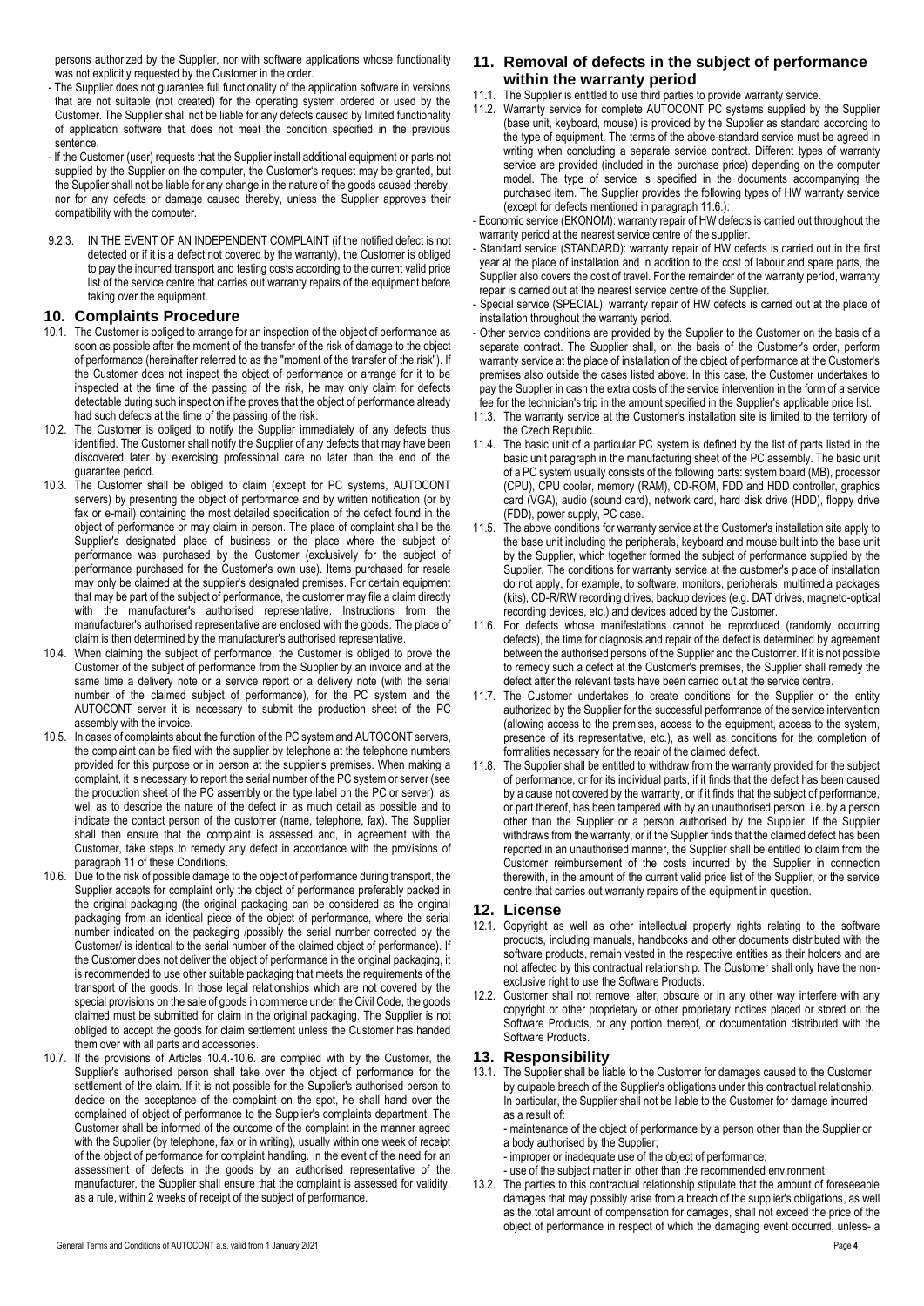persons authorized by the Supplier, nor with software applications whose functionality was not explicitly requested by the Customer in the order.

- The Supplier does not guarantee full functionality of the application software in versions that are not suitable (not created) for the operating system ordered or used by the Customer. The Supplier shall not be liable for any defects caused by limited functionality of application software that does not meet the condition specified in the previous sentence.
- If the Customer (user) requests that the Supplier install additional equipment or parts not supplied by the Supplier on the computer, the Customer's request may be granted, but the Supplier shall not be liable for any change in the nature of the goods caused thereby, nor for any defects or damage caused thereby, unless the Supplier approves their compatibility with the computer.

9.2.3. IN THE EVENT OF AN INDEPENDENT COMPLAINT (if the notified defect is not detected or if it is a defect not covered by the warranty), the Customer is obliged to pay the incurred transport and testing costs according to the current valid price list of the service centre that carries out warranty repairs of the equipment before taking over the equipment.

## 10. Complaints Procedure

10.1. The Customer is obliged to arrange for an inspection of the object of performance as soon as possible after the moment of the transfer of the risk of damage to the object of performance (hereinafter referred to as the "moment of the transfer of the risk"). If the Customer does not inspect the object of performance or arrange for it to be inspected at the time of the passing of the risk, he may only claim for defects detectable during such inspection if he proves that the object of performance already had such defects at the time of the passing of the risk.

10.2. The Customer is obliged to notify the Supplier immediately of any defects thus identified. The Customer shall notify the Supplier of any defects that may have been discovered later by exercising professional care no later than the end of the guarantee period.

10.3. The Customer shall be obliged to claim (except for PC systems, AUTOCONT servers) by presenting the object of performance and by written notification (or by fax or e-mail) containing the most detailed specification of the defect found in the object of performance or may claim in person. The place of complaint shall be the Supplier's designated place of business or the place where the subject of performance was purchased by the Customer (exclusively for the subject of performance purchased for the Customer's own use). Items purchased for resale may only be claimed at the supplier's designated premises. For certain equipment that may be part of the subject of performance, the customer may file a claim directly with the manufacturer's authorised representative. Instructions from the manufacturer's authorised representative are enclosed with the goods. The place of claim is then determined by the manufacturer's authorised representative.

10.4. When claiming the subject of performance, the Customer is obliged to prove the Customer of the subject of performance from the Supplier by an invoice and at the same time a delivery note or a service report or a delivery note (with the serial number of the claimed subject of performance), for the PC system and the AUTOCONT server it is necessary to submit the production sheet of the PC assembly with the invoice.

10.5. In cases of complaints about the function of the PC system and AUTOCONT servers, the complaint can be filed with the supplier by telephone at the telephone numbers provided for this purpose or in person at the supplier's premises. When making a complaint, it is necessary to report the serial number of the PC system or server (see the production sheet of the PC assembly or the type label on the PC or server), as well as to describe the nature of the defect in as much detail as possible and to indicate the contact person of the customer (name, telephone, fax). The Supplier shall then ensure that the complaint is assessed and, in agreement with the Customer, take steps to remedy any defect in accordance with the provisions of paragraph 11 of these Conditions.

10.6. Due to the risk of possible damage to the object of performance during transport, the Supplier accepts for complaint only the object of performance preferably packed in the original packaging (the original packaging can be considered as the original packaging from an identical piece of the object of performance, where the serial number indicated on the packaging /possibly the serial number corrected by the Customer/ is identical to the serial number of the claimed object of performance). If the Customer does not deliver the object of performance in the original packaging, it is recommended to use other suitable packaging that meets the requirements of the transport of the goods. In those legal relationships which are not covered by the special provisions on the sale of goods in commerce under the Civil Code, the goods claimed must be submitted for claim in the original packaging. The Supplier is not obliged to accept the goods for claim settlement unless the Customer has handed them over with all parts and accessories.

10.7. If the provisions of Articles 10.4.-10.6. are complied with by the Customer, the Supplier's authorised person shall take over the object of performance for the settlement of the claim. If it is not possible for the Supplier's authorised person to decide on the acceptance of the complaint on the spot, he shall hand over the complained of object of performance to the Supplier's complaints department. The Customer shall be informed of the outcome of the complaint in the manner agreed with the Supplier (by telephone, fax or in writing), usually within one week of receipt of the object of performance for complaint handling. In the event of the need for an assessment of defects in the goods by an authorised representative of the manufacturer, the Supplier shall ensure that the complaint is assessed for validity, as a rule, within 2 weeks of receipt of the subject of performance.

## 11. Removal of defects in the subject of performance within the warranty period

11.1. The Supplier is entitled to use third parties to provide warranty service.

11.2. Warranty service for complete AUTOCONT PC systems supplied by the Supplier (base unit, keyboard, mouse) is provided by the Supplier as standard according to the type of equipment. The terms of the above-standard service must be agreed in writing when concluding a separate service contract. Different types of warranty service are provided (included in the purchase price) depending on the computer model. The type of service is specified in the documents accompanying the purchased item. The Supplier provides the following types of HW warranty service (except for defects mentioned in paragraph 11.6.):

- Economic service (EKONOM): warranty repair of HW defects is carried out throughout the warranty period at the nearest service centre of the supplier.
- Standard service (STANDARD): warranty repair of HW defects is carried out in the first year at the place of installation and in addition to the cost of labour and spare parts, the Supplier also covers the cost of travel. For the remainder of the warranty period, warranty repair is carried out at the nearest service centre of the Supplier.
- Special service (SPECIAL): warranty repair of HW defects is carried out at the place of installation throughout the warranty period.
- Other service conditions are provided by the Supplier to the Customer on the basis of a separate contract. The Supplier shall, on the basis of the Customer's order, perform warranty service at the place of installation of the object of performance at the Customer's premises also outside the cases listed above. In this case, the Customer undertakes to pay the Supplier in cash the extra costs of the service intervention in the form of a service fee for the technician's trip in the amount specified in the Supplier's applicable price list.

11.3. The warranty service at the Customer's installation site is limited to the territory of the Czech Republic.

11.4. The basic unit of a particular PC system is defined by the list of parts listed in the basic unit paragraph in the manufacturing sheet of the PC assembly. The basic unit of a PC system usually consists of the following parts: system board (MB), processor (CPU), CPU cooler, memory (RAM), CD-ROM, FDD and HDD controller, graphics card (VGA), audio (sound card), network card, hard disk drive (HDD), floppy drive (FDD), power supply, PC case.

11.5. The above conditions for warranty service at the Customer's installation site apply to the base unit including the peripherals, keyboard and mouse built into the base unit by the Supplier, which together formed the subject of performance supplied by the Supplier. The conditions for warranty service at the customer's place of installation do not apply, for example, to software, monitors, peripherals, multimedia packages (kits), CD-R/RW recording drives, backup devices (e.g. DAT drives, magneto-optical recording devices, etc.) and devices added by the Customer.

11.6. For defects whose manifestations cannot be reproduced (randomly occurring defects), the time for diagnosis and repair of the defect is determined by agreement between the authorised persons of the Supplier and the Customer. If it is not possible to remedy such a defect at the Customer's premises, the Supplier shall remedy the defect after the relevant tests have been carried out at the service centre.

11.7. The Customer undertakes to create conditions for the Supplier or the entity authorized by the Supplier for the successful performance of the service intervention (allowing access to the premises, access to the equipment, access to the system, presence of its representative, etc.), as well as conditions for the completion of formalities necessary for the repair of the claimed defect.

11.8. The Supplier shall be entitled to withdraw from the warranty provided for the subject of performance, or for its individual parts, if it finds that the defect has been caused by a cause not covered by the warranty, or if it finds that the subject of performance, or part thereof, has been tampered with by an unauthorised person, i.e. by a person other than the Supplier or a person authorised by the Supplier. If the Supplier withdraws from the warranty, or if the Supplier finds that the claimed defect has been reported in an unauthorised manner, the Supplier shall be entitled to claim from the Customer reimbursement of the costs incurred by the Supplier in connection therewith, in the amount of the current valid price list of the Supplier, or the service centre that carries out warranty repairs of the equipment in question.

## 12. License

12.1. Copyright as well as other intellectual property rights relating to the software products, including manuals, handbooks and other documents distributed with the software products, remain vested in the respective entities as their holders and are not affected by this contractual relationship. The Customer shall only have the non-exclusive right to use the Software Products.

12.2. Customer shall not remove, alter, obscure or in any other way interfere with any copyright or other proprietary or other proprietary notices placed or stored on the Software Products, or any portion thereof, or documentation distributed with the Software Products.

## 13. Responsibility

13.1. The Supplier shall be liable to the Customer for damages caused to the Customer by culpable breach of the Supplier's obligations under this contractual relationship. In particular, the Supplier shall not be liable to the Customer for damage incurred as a result of:

- maintenance of the object of performance by a person other than the Supplier or a body authorised by the Supplier;
- improper or inadequate use of the object of performance;
- use of the subject matter in other than the recommended environment.

13.2. The parties to this contractual relationship stipulate that the amount of foreseeable damages that may possibly arise from a breach of the supplier's obligations, as well as the total amount of compensation for damages, shall not exceed the price of the object of performance in respect of which the damaging event occurred, unless- a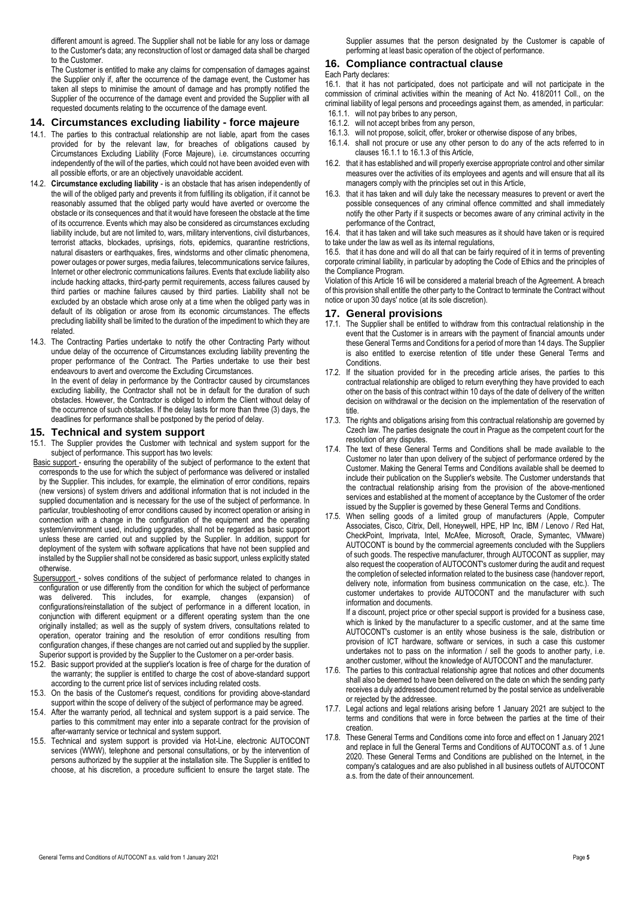different amount is agreed. The Supplier shall not be liable for any loss or damage to the Customer's data; any reconstruction of lost or damaged data shall be charged to the Customer.

The Customer is entitled to make any claims for compensation of damages against the Supplier only if, after the occurrence of the damage event, the Customer has taken all steps to minimise the amount of damage and has promptly notified the Supplier of the occurrence of the damage event and provided the Supplier with all requested documents relating to the occurrence of the damage event.

## 14. Circumstances excluding liability - force majeure

14.1. The parties to this contractual relationship are not liable, apart from the cases provided for by the relevant law, for breaches of obligations caused by Circumstances Excluding Liability (Force Majeure), i.e. circumstances occurring independently of the will of the parties, which could not have been avoided even with all possible efforts, or are an objectively unavoidable accident.

14.2. **Circumstance excluding liability** - is an obstacle that has arisen independently of the will of the obliged party and prevents it from fulfilling its obligation, if it cannot be reasonably assumed that the obliged party would have averted or overcome the obstacle or its consequences and that it would have foreseen the obstacle at the time of its occurrence. Events which may also be considered as circumstances excluding liability include, but are not limited to, wars, military interventions, civil disturbances, terrorist attacks, blockades, uprisings, riots, epidemics, quarantine restrictions, natural disasters or earthquakes, fires, windstorms and other climatic phenomena, power outages or power surges, media failures, telecommunications service failures, Internet or other electronic communications failures. Events that exclude liability also include hacking attacks, third-party permit requirements, access failures caused by third parties or machine failures caused by third parties. Liability shall not be excluded by an obstacle which arose only at a time when the obliged party was in default of its obligation or arose from its economic circumstances. The effects precluding liability shall be limited to the duration of the impediment to which they are related.

14.3. The Contracting Parties undertake to notify the other Contracting Party without undue delay of the occurrence of Circumstances excluding liability preventing the proper performance of the Contract. The Parties undertake to use their best endeavours to avert and overcome the Excluding Circumstances.
In the event of delay in performance by the Contractor caused by circumstances excluding liability, the Contractor shall not be in default for the duration of such obstacles. However, the Contractor is obliged to inform the Client without delay of the occurrence of such obstacles. If the delay lasts for more than three (3) days, the deadlines for performance shall be postponed by the period of delay.

## 15. Technical and system support

15.1. The Supplier provides the Customer with technical and system support for the subject of performance. This support has two levels:

Basic support - ensuring the operability of the subject of performance to the extent that corresponds to the use for which the subject of performance was delivered or installed by the Supplier. This includes, for example, the elimination of error conditions, repairs (new versions) of system drivers and additional information that is not included in the supplied documentation and is necessary for the use of the subject of performance. In particular, troubleshooting of error conditions caused by incorrect operation or arising in connection with a change in the configuration of the equipment and the operating system/environment used, including upgrades, shall not be regarded as basic support unless these are carried out and supplied by the Supplier. In addition, support for deployment of the system with software applications that have not been supplied and installed by the Supplier shall not be considered as basic support, unless explicitly stated otherwise.

Supersupport - solves conditions of the subject of performance related to changes in configuration or use differently from the condition for which the subject of performance was delivered. This includes, for example, changes (expansion) of configurations/reinstallation of the subject of performance in a different location, in conjunction with different equipment or a different operating system than the one originally installed; as well as the supply of system drivers, consultations related to operation, operator training and the resolution of error conditions resulting from configuration changes, if these changes are not carried out and supplied by the supplier. Superior support is provided by the Supplier to the Customer on a per-order basis.

15.2. Basic support provided at the supplier's location is free of charge for the duration of the warranty; the supplier is entitled to charge the cost of above-standard support according to the current price list of services including related costs.

15.3. On the basis of the Customer's request, conditions for providing above-standard support within the scope of delivery of the subject of performance may be agreed.

15.4. After the warranty period, all technical and system support is a paid service. The parties to this commitment may enter into a separate contract for the provision of after-warranty service or technical and system support.

15.5. Technical and system support is provided via Hot-Line, electronic AUTOCONT services (WWW), telephone and personal consultations, or by the intervention of persons authorized by the supplier at the installation site. The Supplier is entitled to choose, at his discretion, a procedure sufficient to ensure the target state. The Supplier assumes that the person designated by the Customer is capable of performing at least basic operation of the object of performance.

## 16. Compliance contractual clause

Each Party declares:

16.1. that it has not participated, does not participate and will not participate in the commission of criminal activities within the meaning of Act No. 418/2011 Coll., on the criminal liability of legal persons and proceedings against them, as amended, in particular:

- 16.1.1. will not pay bribes to any person,
- 16.1.2. will not accept bribes from any person,
- 16.1.3. will not propose, solicit, offer, broker or otherwise dispose of any bribes,
- 16.1.4. shall not procure or use any other person to do any of the acts referred to in clauses 16.1.1 to 16.1.3 of this Article,

16.2. that it has established and will properly exercise appropriate control and other similar measures over the activities of its employees and agents and will ensure that all its managers comply with the principles set out in this Article,

16.3. that it has taken and will duly take the necessary measures to prevent or avert the possible consequences of any criminal offence committed and shall immediately notify the other Party if it suspects or becomes aware of any criminal activity in the performance of the Contract,

16.4. that it has taken and will take such measures as it should have taken or is required to take under the law as well as its internal regulations,

16.5. that it has done and will do all that can be fairly required of it in terms of preventing corporate criminal liability, in particular by adopting the Code of Ethics and the principles of the Compliance Program.

Violation of this Article 16 will be considered a material breach of the Agreement. A breach of this provision shall entitle the other party to the Contract to terminate the Contract without notice or upon 30 days' notice (at its sole discretion).

## 17. General provisions

17.1. The Supplier shall be entitled to withdraw from this contractual relationship in the event that the Customer is in arrears with the payment of financial amounts under these General Terms and Conditions for a period of more than 14 days. The Supplier is also entitled to exercise retention of title under these General Terms and Conditions.

17.2. If the situation provided for in the preceding article arises, the parties to this contractual relationship are obliged to return everything they have provided to each other on the basis of this contract within 10 days of the date of delivery of the written decision on withdrawal or the decision on the implementation of the reservation of title.

17.3. The rights and obligations arising from this contractual relationship are governed by Czech law. The parties designate the court in Prague as the competent court for the resolution of any disputes.

17.4. The text of these General Terms and Conditions shall be made available to the Customer no later than upon delivery of the subject of performance ordered by the Customer. Making the General Terms and Conditions available shall be deemed to include their publication on the Supplier's website. The Customer understands that the contractual relationship arising from the provision of the above-mentioned services and established at the moment of acceptance by the Customer of the order issued by the Supplier is governed by these General Terms and Conditions.

17.5. When selling goods of a limited group of manufacturers (Apple, Computer Associates, Cisco, Citrix, Dell, Honeywell, HPE, HP Inc, IBM / Lenovo / Red Hat, CheckPoint, Imprivata, Intel, McAfee, Microsoft, Oracle, Symantec, VMware) AUTOCONT is bound by the commercial agreements concluded with the Suppliers of such goods. The respective manufacturer, through AUTOCONT as supplier, may also request the cooperation of AUTOCONT's customer during the audit and request the completion of selected information related to the business case (handover report, delivery note, information from business communication on the case, etc.). The customer undertakes to provide AUTOCONT and the manufacturer with such information and documents.
If a discount, project price or other special support is provided for a business case, which is linked by the manufacturer to a specific customer, and at the same time AUTOCONT's customer is an entity whose business is the sale, distribution or provision of ICT hardware, software or services, in such a case this customer undertakes not to pass on the information / sell the goods to another party, i.e. another customer, without the knowledge of AUTOCONT and the manufacturer.

17.6. The parties to this contractual relationship agree that notices and other documents shall also be deemed to have been delivered on the date on which the sending party receives a duly addressed document returned by the postal service as undeliverable or rejected by the addressee.

17.7. Legal actions and legal relations arising before 1 January 2021 are subject to the terms and conditions that were in force between the parties at the time of their creation.

17.8. These General Terms and Conditions come into force and effect on 1 January 2021 and replace in full the General Terms and Conditions of AUTOCONT a.s. of 1 June 2020. These General Terms and Conditions are published on the Internet, in the company's catalogues and are also published in all business outlets of AUTOCONT a.s. from the date of their announcement.